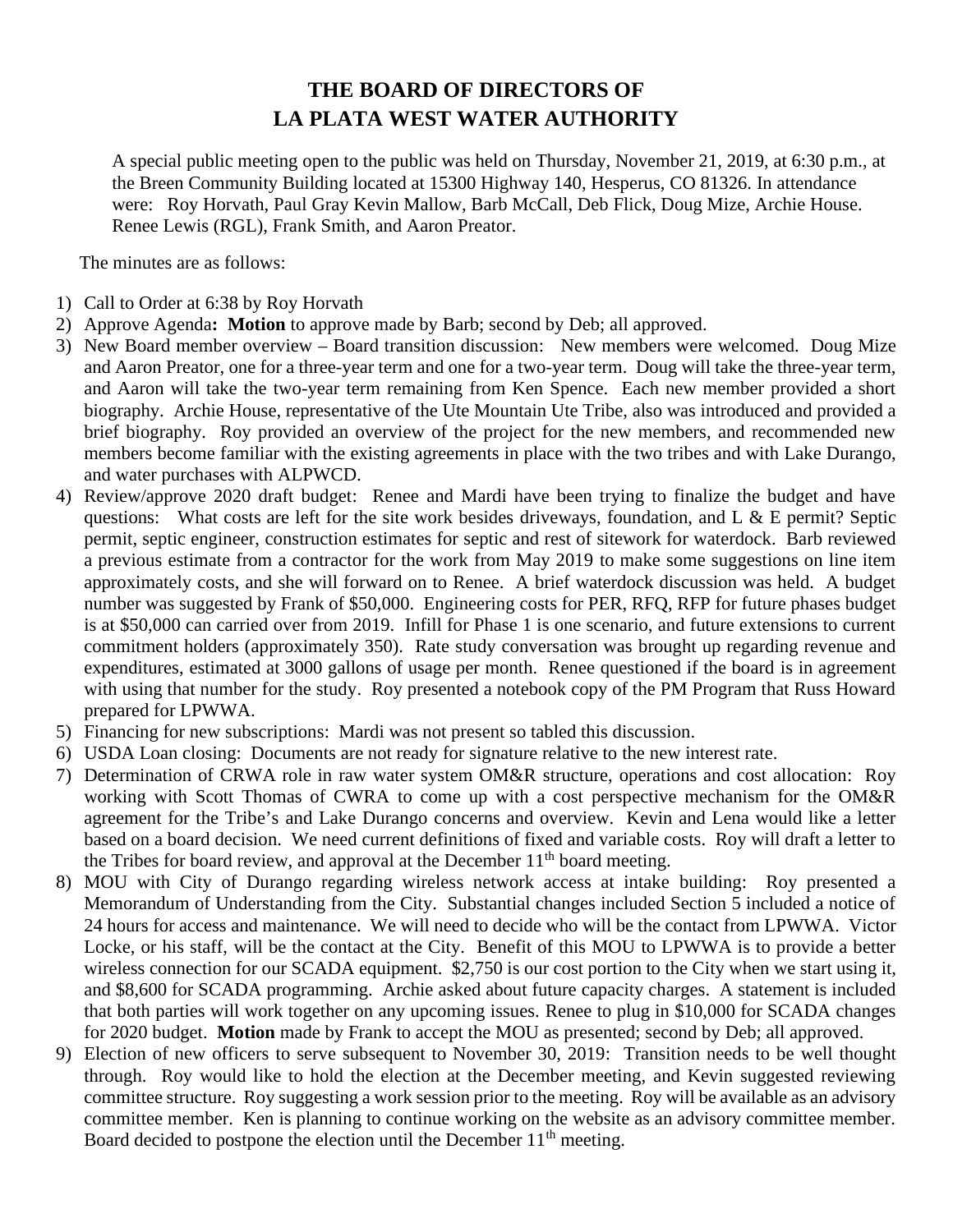# THE BOARD OF DIRECTORS OF LA PLATA WEST WATER AUTHORITY

A special public meeting open to the public was held on Thursday, November 21, 2019, at 6:30 p.m., at the Breen Community Building located at 15300 Highway 140, Hesperus, CO 81326. In attendance were: Roy Horvath, Paul Gray Kevin Mallow, Barb McCall, Deb Flick, Doug Mize, Archie House. Renee Lewis (RGL), Frank Smith, and Aaron Preator.

The minutes are as follows:

1) Call to Order at 6:38 by Roy Horvath
2) Approve Agenda**: Motion** to approve made by Barb; second by Deb; all approved.
3) New Board member overview – Board transition discussion: New members were welcomed. Doug Mize and Aaron Preator, one for a three-year term and one for a two-year term. Doug will take the three-year term, and Aaron will take the two-year term remaining from Ken Spence. Each new member provided a short biography. Archie House, representative of the Ute Mountain Ute Tribe, also was introduced and provided a brief biography. Roy provided an overview of the project for the new members, and recommended new members become familiar with the existing agreements in place with the two tribes and with Lake Durango, and water purchases with ALPWCD.
4) Review/approve 2020 draft budget: Renee and Mardi have been trying to finalize the budget and have questions: What costs are left for the site work besides driveways, foundation, and L & E permit? Septic permit, septic engineer, construction estimates for septic and rest of sitework for waterdock. Barb reviewed a previous estimate from a contractor for the work from May 2019 to make some suggestions on line item approximately costs, and she will forward on to Renee. A brief waterdock discussion was held. A budget number was suggested by Frank of $50,000. Engineering costs for PER, RFQ, RFP for future phases budget is at $50,000 can carried over from 2019. Infill for Phase 1 is one scenario, and future extensions to current commitment holders (approximately 350). Rate study conversation was brought up regarding revenue and expenditures, estimated at 3000 gallons of usage per month. Renee questioned if the board is in agreement with using that number for the study. Roy presented a notebook copy of the PM Program that Russ Howard prepared for LPWWA.
5) Financing for new subscriptions: Mardi was not present so tabled this discussion.
6) USDA Loan closing: Documents are not ready for signature relative to the new interest rate.
7) Determination of CRWA role in raw water system OM&R structure, operations and cost allocation: Roy working with Scott Thomas of CWRA to come up with a cost perspective mechanism for the OM&R agreement for the Tribe's and Lake Durango concerns and overview. Kevin and Lena would like a letter based on a board decision. We need current definitions of fixed and variable costs. Roy will draft a letter to the Tribes for board review, and approval at the December 11th board meeting.
8) MOU with City of Durango regarding wireless network access at intake building: Roy presented a Memorandum of Understanding from the City. Substantial changes included Section 5 included a notice of 24 hours for access and maintenance. We will need to decide who will be the contact from LPWWA. Victor Locke, or his staff, will be the contact at the City. Benefit of this MOU to LPWWA is to provide a better wireless connection for our SCADA equipment. $2,750 is our cost portion to the City when we start using it, and $8,600 for SCADA programming. Archie asked about future capacity charges. A statement is included that both parties will work together on any upcoming issues. Renee to plug in $10,000 for SCADA changes for 2020 budget. **Motion** made by Frank to accept the MOU as presented; second by Deb; all approved.
9) Election of new officers to serve subsequent to November 30, 2019: Transition needs to be well thought through. Roy would like to hold the election at the December meeting, and Kevin suggested reviewing committee structure. Roy suggesting a work session prior to the meeting. Roy will be available as an advisory committee member. Ken is planning to continue working on the website as an advisory committee member. Board decided to postpone the election until the December 11th meeting.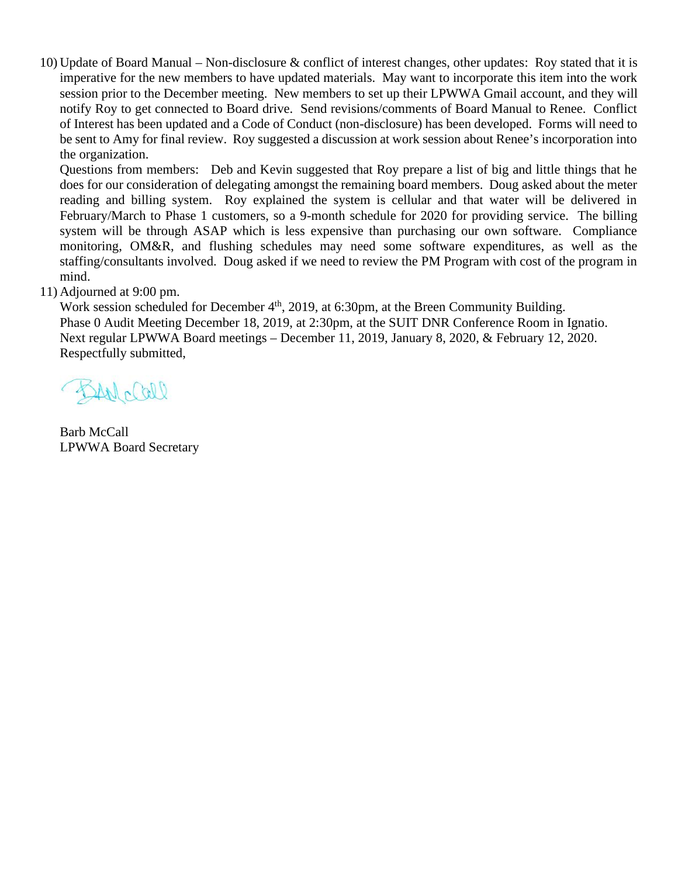10) Update of Board Manual – Non-disclosure & conflict of interest changes, other updates: Roy stated that it is imperative for the new members to have updated materials. May want to incorporate this item into the work session prior to the December meeting. New members to set up their LPWWA Gmail account, and they will notify Roy to get connected to Board drive. Send revisions/comments of Board Manual to Renee. Conflict of Interest has been updated and a Code of Conduct (non-disclosure) has been developed. Forms will need to be sent to Amy for final review. Roy suggested a discussion at work session about Renee's incorporation into the organization.

    Questions from members: Deb and Kevin suggested that Roy prepare a list of big and little things that he does for our consideration of delegating amongst the remaining board members. Doug asked about the meter reading and billing system. Roy explained the system is cellular and that water will be delivered in February/March to Phase 1 customers, so a 9-month schedule for 2020 for providing service. The billing system will be through ASAP which is less expensive than purchasing our own software. Compliance monitoring, OM&R, and flushing schedules may need some software expenditures, as well as the staffing/consultants involved. Doug asked if we need to review the PM Program with cost of the program in mind.

11) Adjourned at 9:00 pm.

    Work session scheduled for December 4th, 2019, at 6:30pm, at the Breen Community Building.
    Phase 0 Audit Meeting December 18, 2019, at 2:30pm, at the SUIT DNR Conference Room in Ignatio.
    Next regular LPWWA Board meetings – December 11, 2019, January 8, 2020, & February 12, 2020.
    Respectfully submitted,

    Barb McCall
    LPWWA Board Secretary